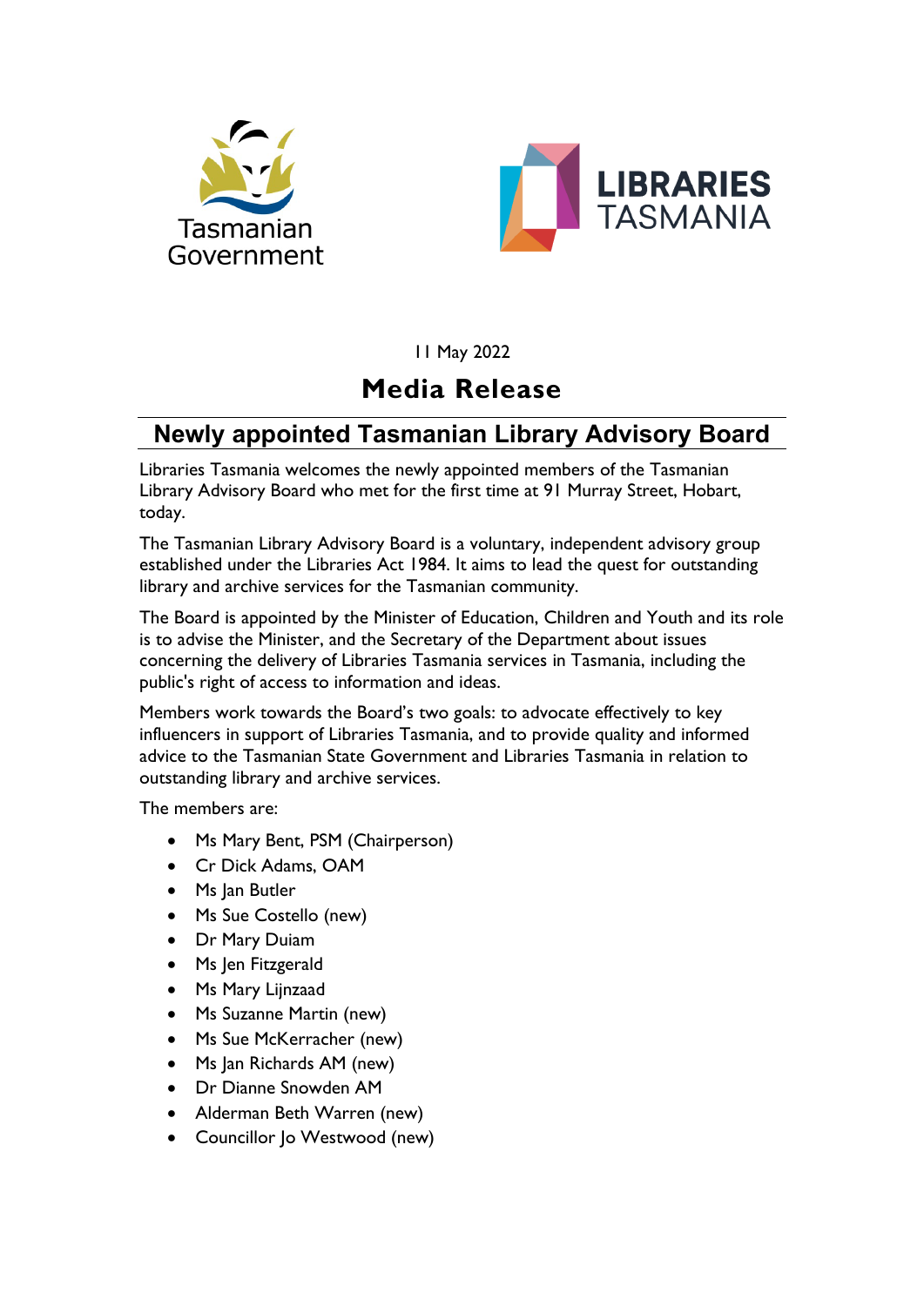11 May 2022

# Media Release

## Newly appointed Tasmanian Library Advisory Board

Libraries Tasmania welcomes the newly appointed members of the Tasmanian Library Advisory Board who met for the first time at 91 Murray Street, Hobart, today.

The Tasmanian Library Advisory Board is a voluntary, independent advisory group established under the Libraries Act 1984. It aims to lead the quest for outstanding library and archive services for the Tasmanian community.

The Board is appointed by the Minister of Education, Children and Youth and its role is to advise the Minister, and the Secretary of the Department about issues concerning the delivery of Libraries Tasmania services in Tasmania, including the public's right of access to information and ideas.

Members work towards the Board's two goals: to advocate effectively to key influencers in support of Libraries Tasmania, and to provide quality and informed advice to the Tasmanian State Government and Libraries Tasmania in relation to outstanding library and archive services.

The members are:

- Ms Mary Bent, PSM (Chairperson)
- Cr Dick Adams, OAM
- Ms Jan Butler
- Ms Sue Costello (new)
- Dr Mary Duiam
- Ms Jen Fitzgerald
- Ms Mary Lijnzaad
- Ms Suzanne Martin (new)
- Ms Sue McKerracher (new)
- Ms Jan Richards AM (new)
- Dr Dianne Snowden AM
- Alderman Beth Warren (new)
- Councillor Jo Westwood (new)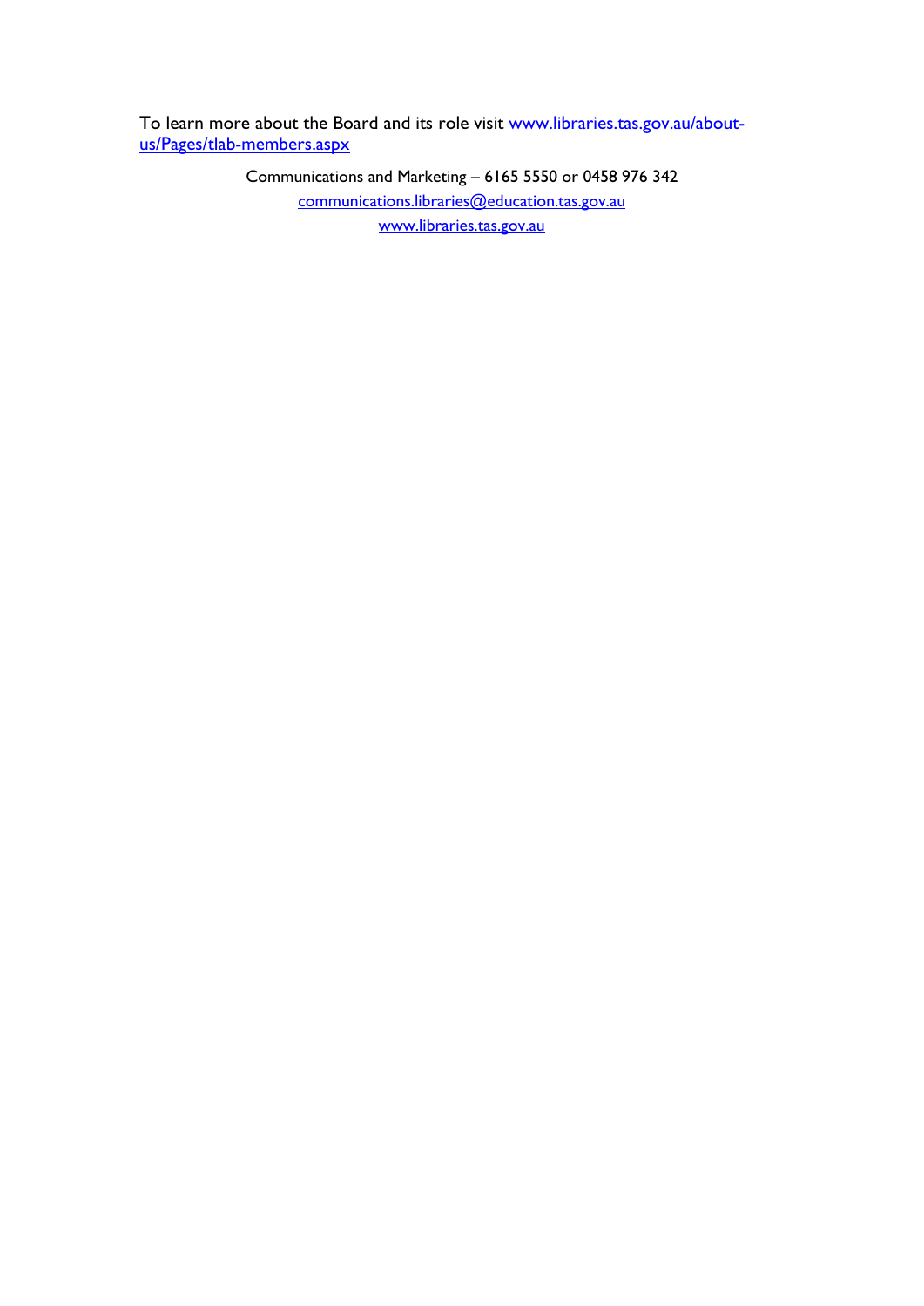To learn more about the Board and its role visit www.libraries.tas.gov.au/about-us/Pages/tlab-members.aspx

---

Communications and Marketing – 6165 5550 or 0458 976 342

communications.libraries@education.tas.gov.au

www.libraries.tas.gov.au